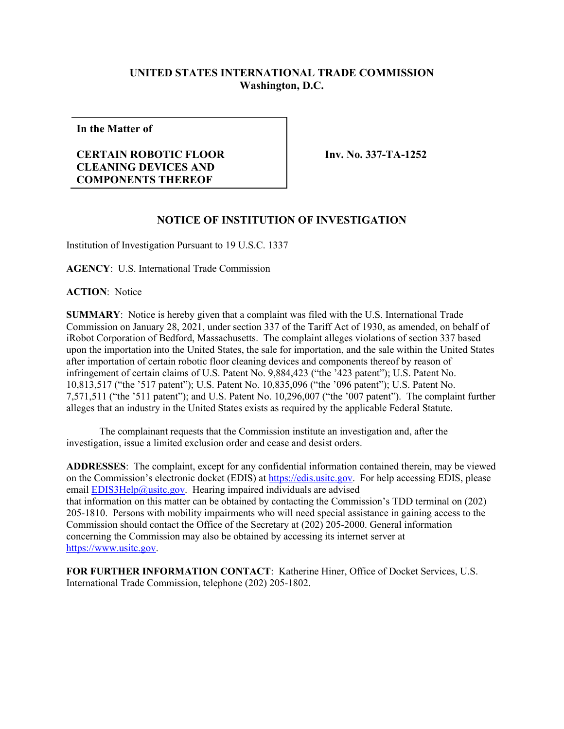**UNITED STATES INTERNATIONAL TRADE COMMISSION**
**Washington, D.C.**

| **In the Matter of**<br><br>**CERTAIN ROBOTIC FLOOR CLEANING DEVICES AND COMPONENTS THEREOF** | **Inv. No. 337-TA-1252** |
|---|---|

## NOTICE OF INSTITUTION OF INVESTIGATION

Institution of Investigation Pursuant to 19 U.S.C. 1337

**AGENCY**: U.S. International Trade Commission

**ACTION**: Notice

**SUMMARY**: Notice is hereby given that a complaint was filed with the U.S. International Trade Commission on January 28, 2021, under section 337 of the Tariff Act of 1930, as amended, on behalf of iRobot Corporation of Bedford, Massachusetts. The complaint alleges violations of section 337 based upon the importation into the United States, the sale for importation, and the sale within the United States after importation of certain robotic floor cleaning devices and components thereof by reason of infringement of certain claims of U.S. Patent No. 9,884,423 ("the '423 patent"); U.S. Patent No. 10,813,517 ("the '517 patent"); U.S. Patent No. 10,835,096 ("the '096 patent"); U.S. Patent No. 7,571,511 ("the '511 patent"); and U.S. Patent No. 10,296,007 ("the '007 patent"). The complaint further alleges that an industry in the United States exists as required by the applicable Federal Statute.

The complainant requests that the Commission institute an investigation and, after the investigation, issue a limited exclusion order and cease and desist orders.

**ADDRESSES**: The complaint, except for any confidential information contained therein, may be viewed on the Commission's electronic docket (EDIS) at https://edis.usitc.gov. For help accessing EDIS, please email EDIS3Help@usitc.gov. Hearing impaired individuals are advised that information on this matter can be obtained by contacting the Commission's TDD terminal on (202) 205-1810. Persons with mobility impairments who will need special assistance in gaining access to the Commission should contact the Office of the Secretary at (202) 205-2000. General information concerning the Commission may also be obtained by accessing its internet server at https://www.usitc.gov.

**FOR FURTHER INFORMATION CONTACT**: Katherine Hiner, Office of Docket Services, U.S. International Trade Commission, telephone (202) 205-1802.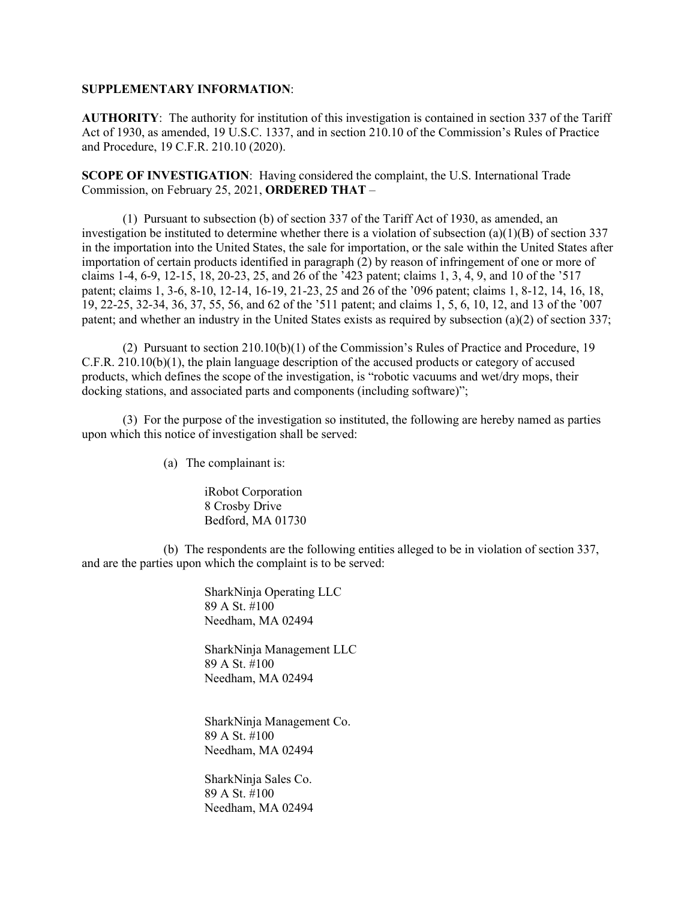**SUPPLEMENTARY INFORMATION**:

**AUTHORITY**: The authority for institution of this investigation is contained in section 337 of the Tariff Act of 1930, as amended, 19 U.S.C. 1337, and in section 210.10 of the Commission's Rules of Practice and Procedure, 19 C.F.R. 210.10 (2020).

**SCOPE OF INVESTIGATION**: Having considered the complaint, the U.S. International Trade Commission, on February 25, 2021, **ORDERED THAT** –

(1) Pursuant to subsection (b) of section 337 of the Tariff Act of 1930, as amended, an investigation be instituted to determine whether there is a violation of subsection (a)(1)(B) of section 337 in the importation into the United States, the sale for importation, or the sale within the United States after importation of certain products identified in paragraph (2) by reason of infringement of one or more of claims 1-4, 6-9, 12-15, 18, 20-23, 25, and 26 of the '423 patent; claims 1, 3, 4, 9, and 10 of the '517 patent; claims 1, 3-6, 8-10, 12-14, 16-19, 21-23, 25 and 26 of the '096 patent; claims 1, 8-12, 14, 16, 18, 19, 22-25, 32-34, 36, 37, 55, 56, and 62 of the '511 patent; and claims 1, 5, 6, 10, 12, and 13 of the '007 patent; and whether an industry in the United States exists as required by subsection (a)(2) of section 337;

(2) Pursuant to section 210.10(b)(1) of the Commission's Rules of Practice and Procedure, 19 C.F.R. 210.10(b)(1), the plain language description of the accused products or category of accused products, which defines the scope of the investigation, is "robotic vacuums and wet/dry mops, their docking stations, and associated parts and components (including software)";

(3) For the purpose of the investigation so instituted, the following are hereby named as parties upon which this notice of investigation shall be served:

(a) The complainant is:

iRobot Corporation
8 Crosby Drive
Bedford, MA 01730

(b) The respondents are the following entities alleged to be in violation of section 337, and are the parties upon which the complaint is to be served:

SharkNinja Operating LLC
89 A St. #100
Needham, MA 02494

SharkNinja Management LLC
89 A St. #100
Needham, MA 02494

SharkNinja Management Co.
89 A St. #100
Needham, MA 02494

SharkNinja Sales Co.
89 A St. #100
Needham, MA 02494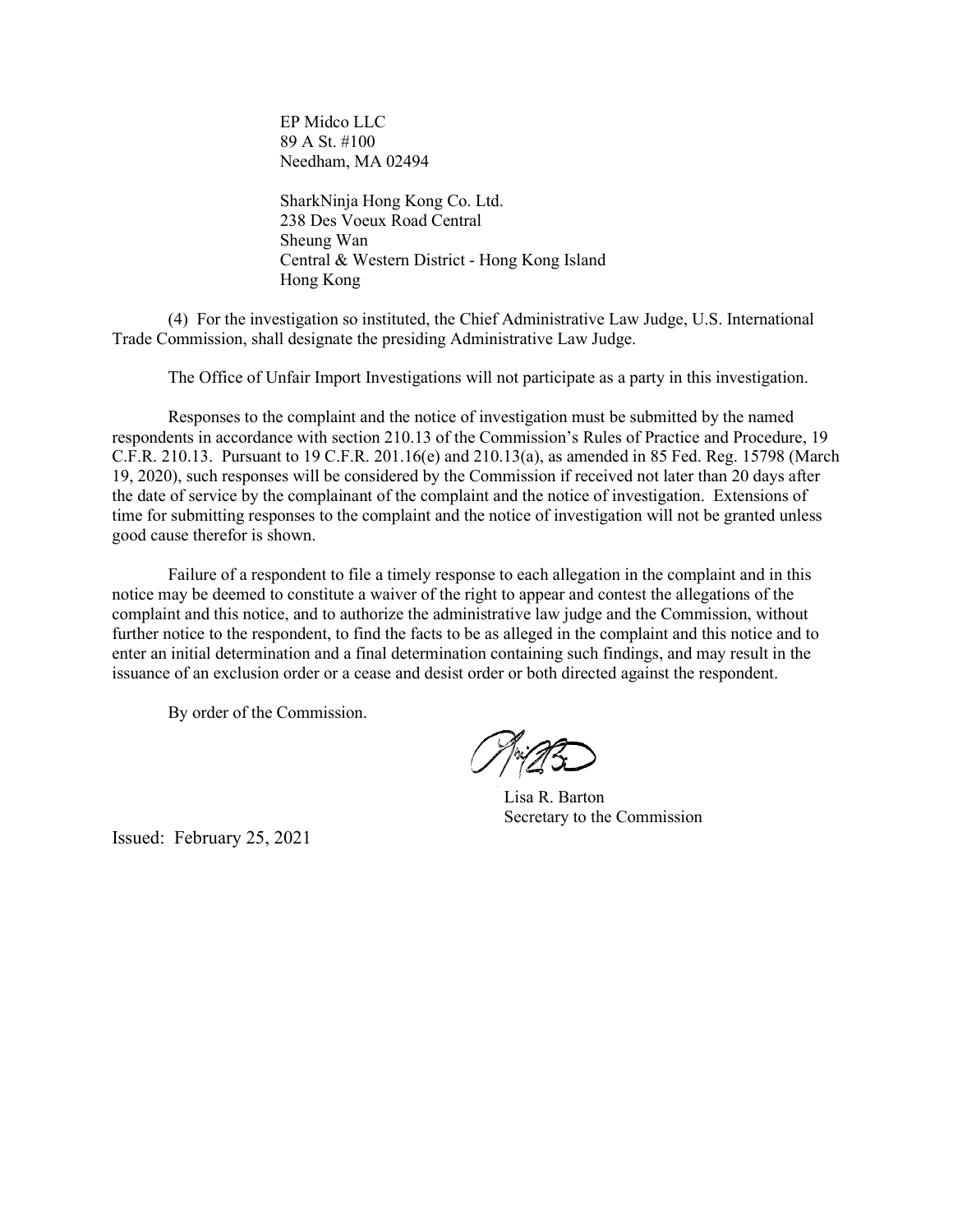EP Midco LLC
89 A St. #100
Needham, MA 02494

SharkNinja Hong Kong Co. Ltd.
238 Des Voeux Road Central
Sheung Wan
Central & Western District - Hong Kong Island
Hong Kong

(4) For the investigation so instituted, the Chief Administrative Law Judge, U.S. International Trade Commission, shall designate the presiding Administrative Law Judge.

The Office of Unfair Import Investigations will not participate as a party in this investigation.

Responses to the complaint and the notice of investigation must be submitted by the named respondents in accordance with section 210.13 of the Commission's Rules of Practice and Procedure, 19 C.F.R. 210.13. Pursuant to 19 C.F.R. 201.16(e) and 210.13(a), as amended in 85 Fed. Reg. 15798 (March 19, 2020), such responses will be considered by the Commission if received not later than 20 days after the date of service by the complainant of the complaint and the notice of investigation. Extensions of time for submitting responses to the complaint and the notice of investigation will not be granted unless good cause therefor is shown.

Failure of a respondent to file a timely response to each allegation in the complaint and in this notice may be deemed to constitute a waiver of the right to appear and contest the allegations of the complaint and this notice, and to authorize the administrative law judge and the Commission, without further notice to the respondent, to find the facts to be as alleged in the complaint and this notice and to enter an initial determination and a final determination containing such findings, and may result in the issuance of an exclusion order or a cease and desist order or both directed against the respondent.

By order of the Commission.

Lisa R. Barton
Secretary to the Commission

Issued: February 25, 2021